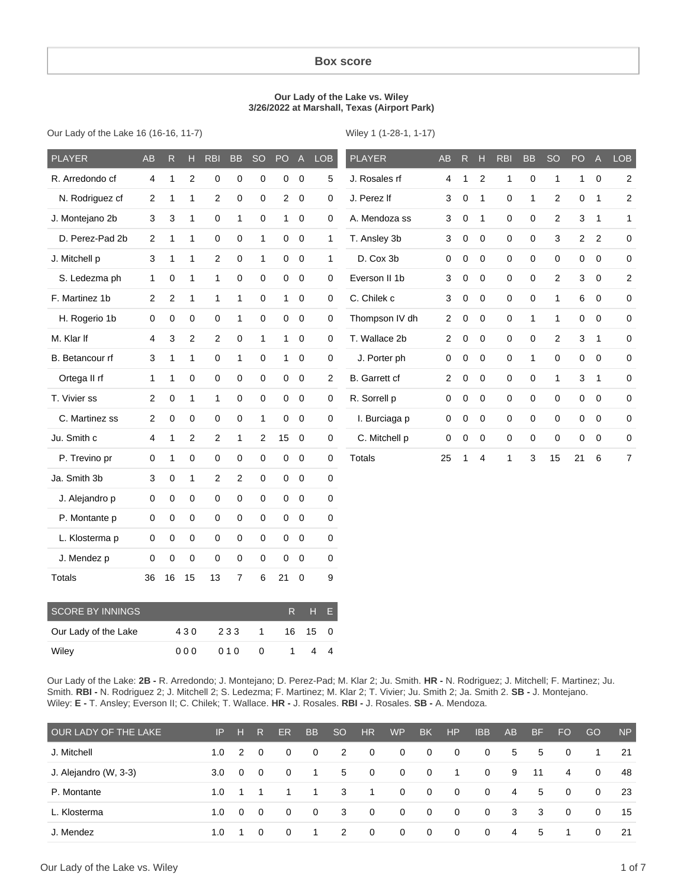## Box score

**Our Lady of the Lake vs. Wiley**
**3/26/2022 at Marshall, Texas (Airport Park)**

Our Lady of the Lake 16 (16-16, 11-7)

| PLAYER | AB | R | H | RBI | BB | SO | PO | A | LOB |
|---|---|---|---|---|---|---|---|---|---|
| R. Arredondo cf | 4 | 1 | 2 | 0 | 0 | 0 | 0 | 0 | 5 |
| N. Rodriguez cf | 2 | 1 | 1 | 2 | 0 | 0 | 2 | 0 | 0 |
| J. Montejano 2b | 3 | 3 | 1 | 0 | 1 | 0 | 1 | 0 | 0 |
| D. Perez-Pad 2b | 2 | 1 | 1 | 0 | 0 | 1 | 0 | 0 | 1 |
| J. Mitchell p | 3 | 1 | 1 | 2 | 0 | 1 | 0 | 0 | 1 |
| S. Ledezma ph | 1 | 0 | 1 | 1 | 0 | 0 | 0 | 0 | 0 |
| F. Martinez 1b | 2 | 2 | 1 | 1 | 1 | 0 | 1 | 0 | 0 |
| H. Rogerio 1b | 0 | 0 | 0 | 0 | 1 | 0 | 0 | 0 | 0 |
| M. Klar lf | 4 | 3 | 2 | 2 | 0 | 1 | 1 | 0 | 0 |
| B. Betancour rf | 3 | 1 | 1 | 0 | 1 | 0 | 1 | 0 | 0 |
| Ortega II rf | 1 | 1 | 0 | 0 | 0 | 0 | 0 | 0 | 2 |
| T. Vivier ss | 2 | 0 | 1 | 1 | 0 | 0 | 0 | 0 | 0 |
| C. Martinez ss | 2 | 0 | 0 | 0 | 0 | 1 | 0 | 0 | 0 |
| Ju. Smith c | 4 | 1 | 2 | 2 | 1 | 2 | 15 | 0 | 0 |
| P. Trevino pr | 0 | 1 | 0 | 0 | 0 | 0 | 0 | 0 | 0 |
| Ja. Smith 3b | 3 | 0 | 1 | 2 | 2 | 0 | 0 | 0 | 0 |
| J. Alejandro p | 0 | 0 | 0 | 0 | 0 | 0 | 0 | 0 | 0 |
| P. Montante p | 0 | 0 | 0 | 0 | 0 | 0 | 0 | 0 | 0 |
| L. Klosterma p | 0 | 0 | 0 | 0 | 0 | 0 | 0 | 0 | 0 |
| J. Mendez p | 0 | 0 | 0 | 0 | 0 | 0 | 0 | 0 | 0 |
| Totals | 36 | 16 | 15 | 13 | 7 | 6 | 21 | 0 | 9 |

Wiley 1 (1-28-1, 1-17)

| PLAYER | AB | R | H | RBI | BB | SO | PO | A | LOB |
|---|---|---|---|---|---|---|---|---|---|
| J. Rosales rf | 4 | 1 | 2 | 1 | 0 | 1 | 1 | 0 | 2 |
| J. Perez lf | 3 | 0 | 1 | 0 | 1 | 2 | 0 | 1 | 2 |
| A. Mendoza ss | 3 | 0 | 1 | 0 | 0 | 2 | 3 | 1 | 1 |
| T. Ansley 3b | 3 | 0 | 0 | 0 | 0 | 3 | 2 | 2 | 0 |
| D. Cox 3b | 0 | 0 | 0 | 0 | 0 | 0 | 0 | 0 | 0 |
| Everson II 1b | 3 | 0 | 0 | 0 | 0 | 2 | 3 | 0 | 2 |
| C. Chilek c | 3 | 0 | 0 | 0 | 0 | 1 | 6 | 0 | 0 |
| Thompson IV dh | 2 | 0 | 0 | 0 | 1 | 1 | 0 | 0 | 0 |
| T. Wallace 2b | 2 | 0 | 0 | 0 | 0 | 2 | 3 | 1 | 0 |
| J. Porter ph | 0 | 0 | 0 | 0 | 1 | 0 | 0 | 0 | 0 |
| B. Garrett cf | 2 | 0 | 0 | 0 | 0 | 1 | 3 | 1 | 0 |
| R. Sorrell p | 0 | 0 | 0 | 0 | 0 | 0 | 0 | 0 | 0 |
| I. Burciaga p | 0 | 0 | 0 | 0 | 0 | 0 | 0 | 0 | 0 |
| C. Mitchell p | 0 | 0 | 0 | 0 | 0 | 0 | 0 | 0 | 0 |
| Totals | 25 | 1 | 4 | 1 | 3 | 15 | 21 | 6 | 7 |

| SCORE BY INNINGS | | | | R | H | E |
|---|---|---|---|---|---|---|
| Our Lady of the Lake | 4 3 0 | 2 3 3 | 1 | 16 | 15 | 0 |
| Wiley | 0 0 0 | 0 1 0 | 0 | 1 | 4 | 4 |

Our Lady of the Lake: **2B -** R. Arredondo; J. Montejano; D. Perez-Pad; M. Klar 2; Ju. Smith. **HR -** N. Rodriguez; J. Mitchell; F. Martinez; Ju. Smith. **RBI -** N. Rodriguez 2; J. Mitchell 2; S. Ledezma; F. Martinez; M. Klar 2; T. Vivier; Ju. Smith 2; Ja. Smith 2. **SB -** J. Montejano.
Wiley: **E -** T. Ansley; Everson II; C. Chilek; T. Wallace. **HR -** J. Rosales. **RBI -** J. Rosales. **SB -** A. Mendoza.

| OUR LADY OF THE LAKE | IP | H | R | ER | BB | SO | HR | WP | BK | HP | IBB | AB | BF | FO | GO | NP |
|---|---|---|---|---|---|---|---|---|---|---|---|---|---|---|---|---|
| J. Mitchell | 1.0 | 2 | 0 | 0 | 0 | 2 | 0 | 0 | 0 | 0 | 0 | 5 | 5 | 0 | 1 | 21 |
| J. Alejandro (W, 3-3) | 3.0 | 0 | 0 | 0 | 1 | 5 | 0 | 0 | 0 | 1 | 0 | 9 | 11 | 4 | 0 | 48 |
| P. Montante | 1.0 | 1 | 1 | 1 | 1 | 3 | 1 | 0 | 0 | 0 | 0 | 4 | 5 | 0 | 0 | 23 |
| L. Klosterma | 1.0 | 0 | 0 | 0 | 0 | 3 | 0 | 0 | 0 | 0 | 0 | 3 | 3 | 0 | 0 | 15 |
| J. Mendez | 1.0 | 1 | 0 | 0 | 1 | 2 | 0 | 0 | 0 | 0 | 0 | 4 | 5 | 1 | 0 | 21 |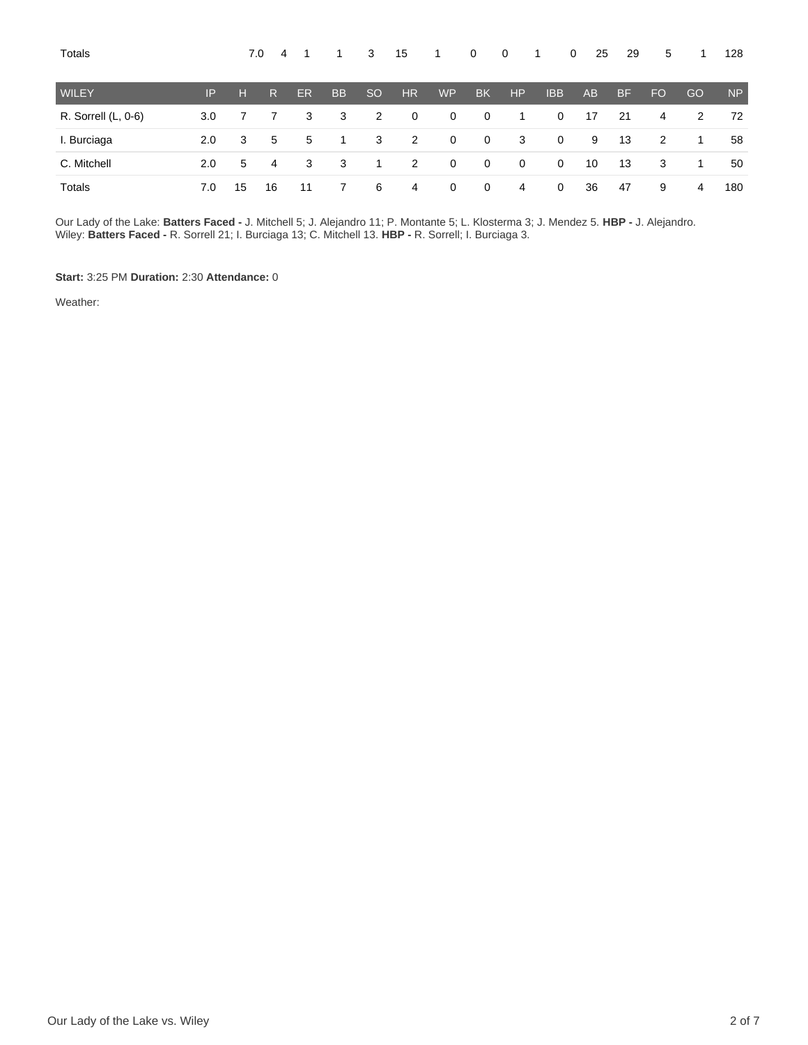| | | | | | | | | | | | | | | | |
|---|---|---|---|---|---|---|---|---|---|---|---|---|---|---|---|
| Totals | 7.0 | 4 | 1 | 1 | 3 | 15 | 1 | 0 | 0 | 1 | 0 | 25 | 29 | 5 | 1 | 128 |

| WILEY | IP | H | R | ER | BB | SO | HR | WP | BK | HP | IBB | AB | BF | FO | GO | NP |
|---|---|---|---|---|---|---|---|---|---|---|---|---|---|---|---|---|
| R. Sorrell (L, 0-6) | 3.0 | 7 | 7 | 3 | 3 | 2 | 0 | 0 | 0 | 1 | 0 | 17 | 21 | 4 | 2 | 72 |
| I. Burciaga | 2.0 | 3 | 5 | 5 | 1 | 3 | 2 | 0 | 0 | 3 | 0 | 9 | 13 | 2 | 1 | 58 |
| C. Mitchell | 2.0 | 5 | 4 | 3 | 3 | 1 | 2 | 0 | 0 | 0 | 0 | 10 | 13 | 3 | 1 | 50 |
| Totals | 7.0 | 15 | 16 | 11 | 7 | 6 | 4 | 0 | 0 | 4 | 0 | 36 | 47 | 9 | 4 | 180 |

Our Lady of the Lake: **Batters Faced -** J. Mitchell 5; J. Alejandro 11; P. Montante 5; L. Klosterma 3; J. Mendez 5. **HBP -** J. Alejandro.
Wiley: **Batters Faced -** R. Sorrell 21; I. Burciaga 13; C. Mitchell 13. **HBP -** R. Sorrell; I. Burciaga 3.

**Start:** 3:25 PM **Duration:** 2:30 **Attendance:** 0

Weather: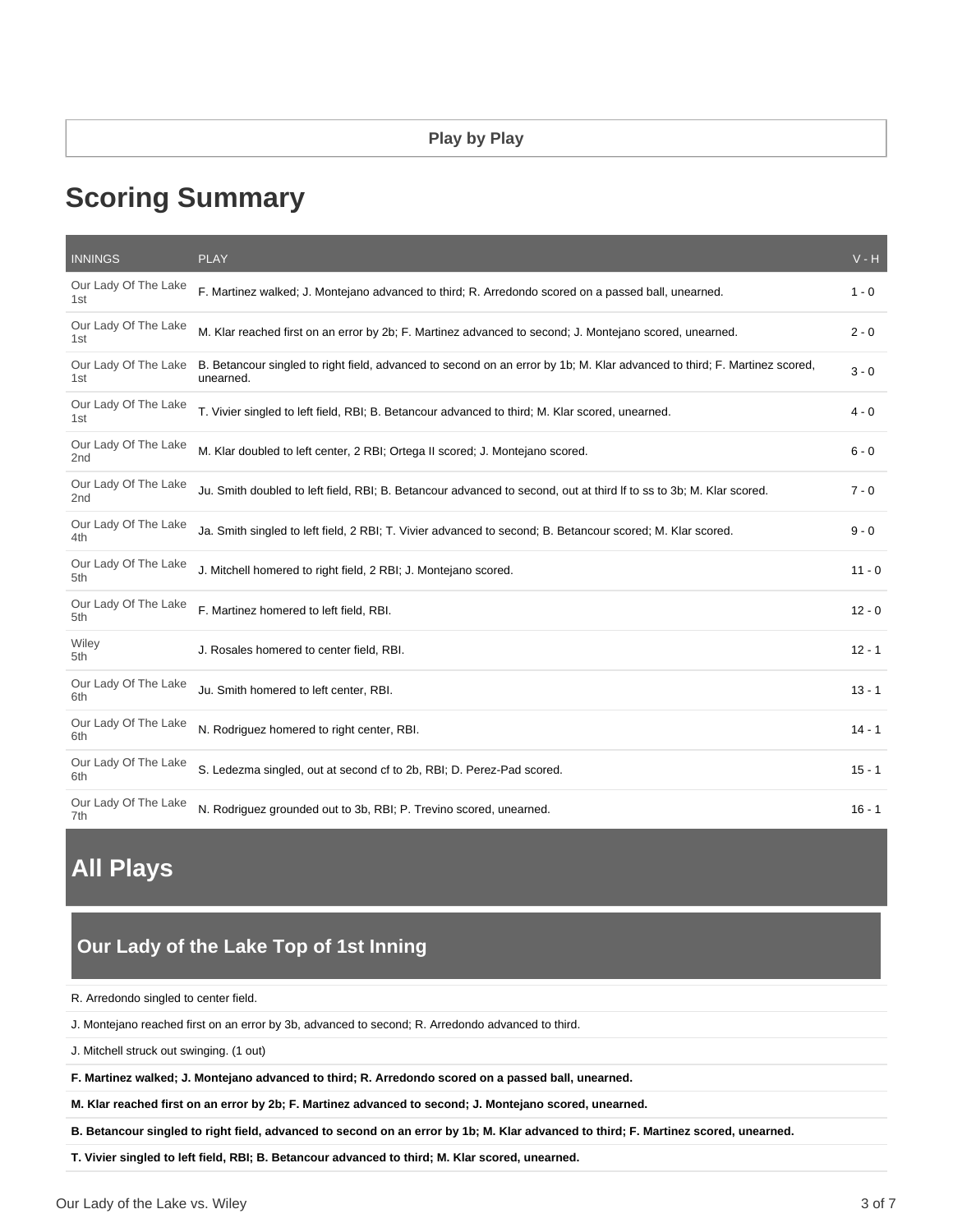**Play by Play**

# Scoring Summary

| INNINGS | PLAY | V - H |
|---|---|---|
| Our Lady Of The Lake 1st | F. Martinez walked; J. Montejano advanced to third; R. Arredondo scored on a passed ball, unearned. | 1 - 0 |
| Our Lady Of The Lake 1st | M. Klar reached first on an error by 2b; F. Martinez advanced to second; J. Montejano scored, unearned. | 2 - 0 |
| Our Lady Of The Lake 1st | B. Betancour singled to right field, advanced to second on an error by 1b; M. Klar advanced to third; F. Martinez scored, unearned. | 3 - 0 |
| Our Lady Of The Lake 1st | T. Vivier singled to left field, RBI; B. Betancour advanced to third; M. Klar scored, unearned. | 4 - 0 |
| Our Lady Of The Lake 2nd | M. Klar doubled to left center, 2 RBI; Ortega II scored; J. Montejano scored. | 6 - 0 |
| Our Lady Of The Lake 2nd | Ju. Smith doubled to left field, RBI; B. Betancour advanced to second, out at third lf to ss to 3b; M. Klar scored. | 7 - 0 |
| Our Lady Of The Lake 4th | Ja. Smith singled to left field, 2 RBI; T. Vivier advanced to second; B. Betancour scored; M. Klar scored. | 9 - 0 |
| Our Lady Of The Lake 5th | J. Mitchell homered to right field, 2 RBI; J. Montejano scored. | 11 - 0 |
| Our Lady Of The Lake 5th | F. Martinez homered to left field, RBI. | 12 - 0 |
| Wiley 5th | J. Rosales homered to center field, RBI. | 12 - 1 |
| Our Lady Of The Lake 6th | Ju. Smith homered to left center, RBI. | 13 - 1 |
| Our Lady Of The Lake 6th | N. Rodriguez homered to right center, RBI. | 14 - 1 |
| Our Lady Of The Lake 6th | S. Ledezma singled, out at second cf to 2b, RBI; D. Perez-Pad scored. | 15 - 1 |
| Our Lady Of The Lake 7th | N. Rodriguez grounded out to 3b, RBI; P. Trevino scored, unearned. | 16 - 1 |

# All Plays

## Our Lady of the Lake Top of 1st Inning

R. Arredondo singled to center field.

J. Montejano reached first on an error by 3b, advanced to second; R. Arredondo advanced to third.

J. Mitchell struck out swinging. (1 out)

**F. Martinez walked; J. Montejano advanced to third; R. Arredondo scored on a passed ball, unearned.**

**M. Klar reached first on an error by 2b; F. Martinez advanced to second; J. Montejano scored, unearned.**

**B. Betancour singled to right field, advanced to second on an error by 1b; M. Klar advanced to third; F. Martinez scored, unearned.**

**T. Vivier singled to left field, RBI; B. Betancour advanced to third; M. Klar scored, unearned.**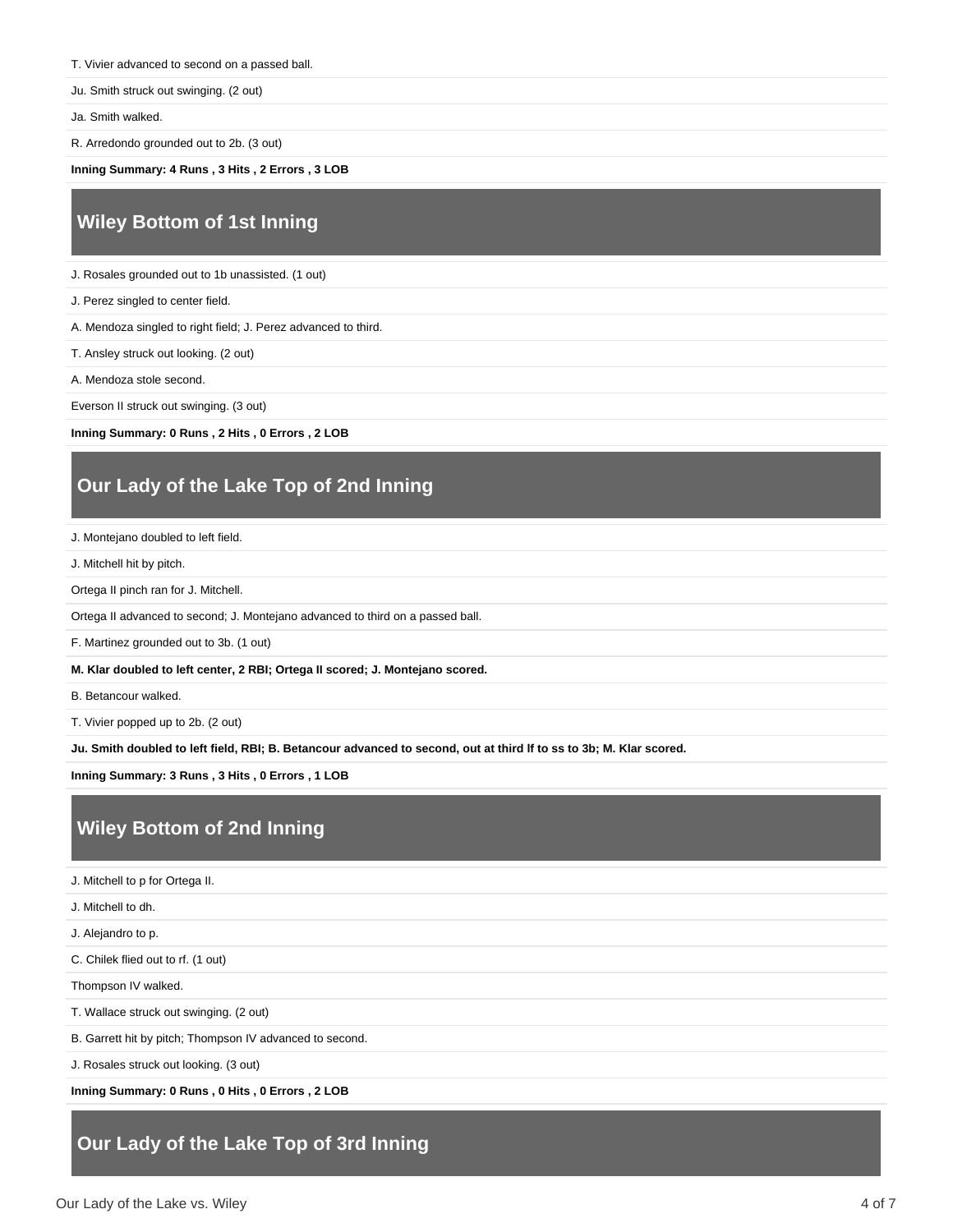T. Vivier advanced to second on a passed ball.

Ju. Smith struck out swinging. (2 out)

Ja. Smith walked.

R. Arredondo grounded out to 2b. (3 out)

**Inning Summary: 4 Runs , 3 Hits , 2 Errors , 3 LOB**

## Wiley Bottom of 1st Inning

J. Rosales grounded out to 1b unassisted. (1 out)

J. Perez singled to center field.

A. Mendoza singled to right field; J. Perez advanced to third.

T. Ansley struck out looking. (2 out)

A. Mendoza stole second.

Everson II struck out swinging. (3 out)

**Inning Summary: 0 Runs , 2 Hits , 0 Errors , 2 LOB**

## Our Lady of the Lake Top of 2nd Inning

J. Montejano doubled to left field.

J. Mitchell hit by pitch.

Ortega II pinch ran for J. Mitchell.

Ortega II advanced to second; J. Montejano advanced to third on a passed ball.

F. Martinez grounded out to 3b. (1 out)

**M. Klar doubled to left center, 2 RBI; Ortega II scored; J. Montejano scored.**

B. Betancour walked.

T. Vivier popped up to 2b. (2 out)

**Ju. Smith doubled to left field, RBI; B. Betancour advanced to second, out at third lf to ss to 3b; M. Klar scored.**

**Inning Summary: 3 Runs , 3 Hits , 0 Errors , 1 LOB**

## Wiley Bottom of 2nd Inning

J. Mitchell to p for Ortega II.

J. Mitchell to dh.

J. Alejandro to p.

C. Chilek flied out to rf. (1 out)

Thompson IV walked.

T. Wallace struck out swinging. (2 out)

B. Garrett hit by pitch; Thompson IV advanced to second.

J. Rosales struck out looking. (3 out)

**Inning Summary: 0 Runs , 0 Hits , 0 Errors , 2 LOB**

## Our Lady of the Lake Top of 3rd Inning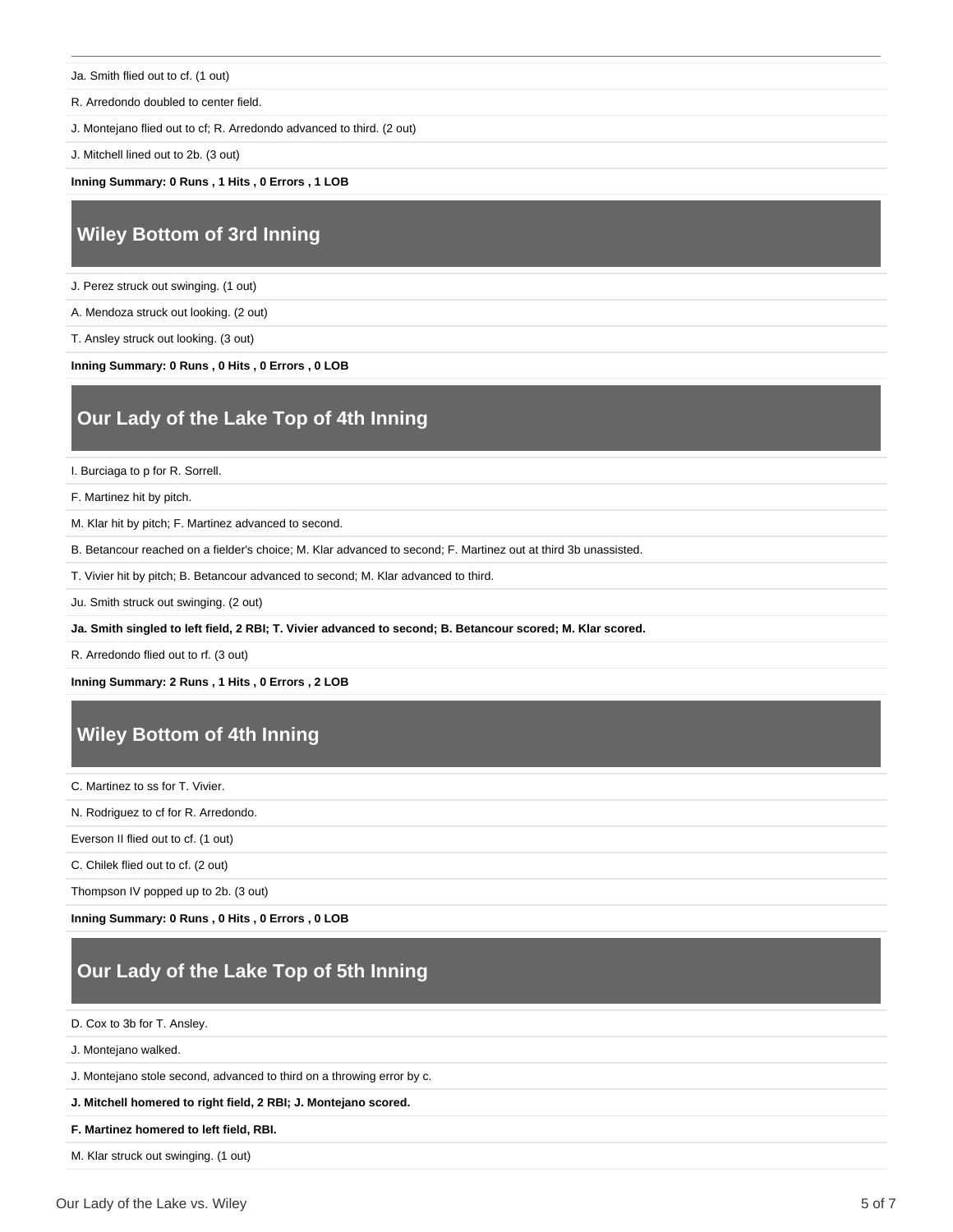Ja. Smith flied out to cf. (1 out)

R. Arredondo doubled to center field.

J. Montejano flied out to cf; R. Arredondo advanced to third. (2 out)

J. Mitchell lined out to 2b. (3 out)

**Inning Summary: 0 Runs , 1 Hits , 0 Errors , 1 LOB**

## Wiley Bottom of 3rd Inning

J. Perez struck out swinging. (1 out)

A. Mendoza struck out looking. (2 out)

T. Ansley struck out looking. (3 out)

**Inning Summary: 0 Runs , 0 Hits , 0 Errors , 0 LOB**

## Our Lady of the Lake Top of 4th Inning

I. Burciaga to p for R. Sorrell.

F. Martinez hit by pitch.

M. Klar hit by pitch; F. Martinez advanced to second.

B. Betancour reached on a fielder's choice; M. Klar advanced to second; F. Martinez out at third 3b unassisted.

T. Vivier hit by pitch; B. Betancour advanced to second; M. Klar advanced to third.

Ju. Smith struck out swinging. (2 out)

**Ja. Smith singled to left field, 2 RBI; T. Vivier advanced to second; B. Betancour scored; M. Klar scored.**

R. Arredondo flied out to rf. (3 out)

**Inning Summary: 2 Runs , 1 Hits , 0 Errors , 2 LOB**

## Wiley Bottom of 4th Inning

C. Martinez to ss for T. Vivier.

N. Rodriguez to cf for R. Arredondo.

Everson II flied out to cf. (1 out)

C. Chilek flied out to cf. (2 out)

Thompson IV popped up to 2b. (3 out)

**Inning Summary: 0 Runs , 0 Hits , 0 Errors , 0 LOB**

## Our Lady of the Lake Top of 5th Inning

D. Cox to 3b for T. Ansley.

J. Montejano walked.

J. Montejano stole second, advanced to third on a throwing error by c.

**J. Mitchell homered to right field, 2 RBI; J. Montejano scored.**

**F. Martinez homered to left field, RBI.**

M. Klar struck out swinging. (1 out)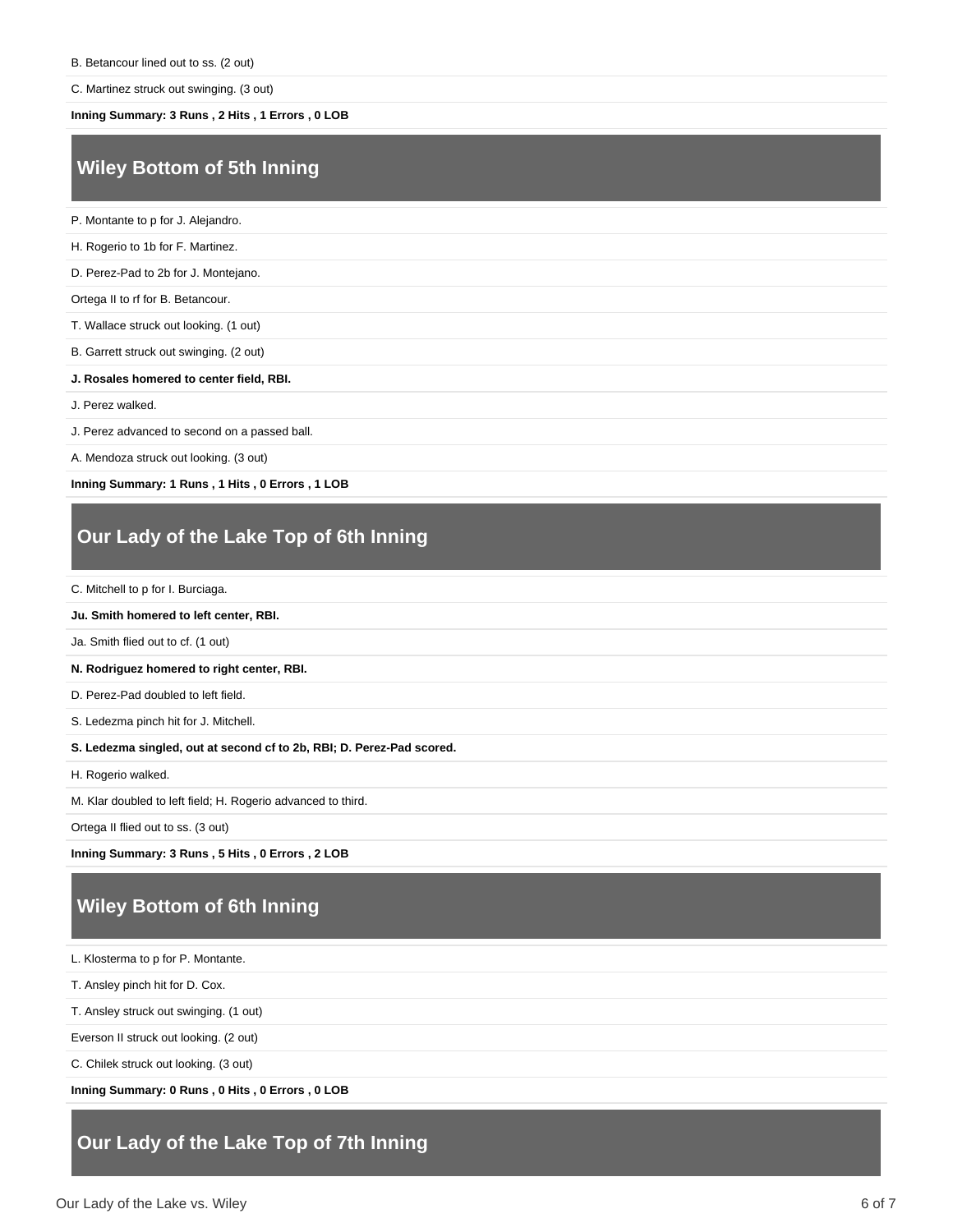B. Betancour lined out to ss. (2 out)

C. Martinez struck out swinging. (3 out)

**Inning Summary: 3 Runs , 2 Hits , 1 Errors , 0 LOB**

## Wiley Bottom of 5th Inning

P. Montante to p for J. Alejandro.

H. Rogerio to 1b for F. Martinez.

D. Perez-Pad to 2b for J. Montejano.

Ortega II to rf for B. Betancour.

T. Wallace struck out looking. (1 out)

B. Garrett struck out swinging. (2 out)

**J. Rosales homered to center field, RBI.**

J. Perez walked.

J. Perez advanced to second on a passed ball.

A. Mendoza struck out looking. (3 out)

**Inning Summary: 1 Runs , 1 Hits , 0 Errors , 1 LOB**

## Our Lady of the Lake Top of 6th Inning

C. Mitchell to p for I. Burciaga.

**Ju. Smith homered to left center, RBI.**

Ja. Smith flied out to cf. (1 out)

**N. Rodriguez homered to right center, RBI.**

D. Perez-Pad doubled to left field.

S. Ledezma pinch hit for J. Mitchell.

**S. Ledezma singled, out at second cf to 2b, RBI; D. Perez-Pad scored.**

H. Rogerio walked.

M. Klar doubled to left field; H. Rogerio advanced to third.

Ortega II flied out to ss. (3 out)

**Inning Summary: 3 Runs , 5 Hits , 0 Errors , 2 LOB**

## Wiley Bottom of 6th Inning

L. Klosterma to p for P. Montante.

T. Ansley pinch hit for D. Cox.

T. Ansley struck out swinging. (1 out)

Everson II struck out looking. (2 out)

C. Chilek struck out looking. (3 out)

**Inning Summary: 0 Runs , 0 Hits , 0 Errors , 0 LOB**

## Our Lady of the Lake Top of 7th Inning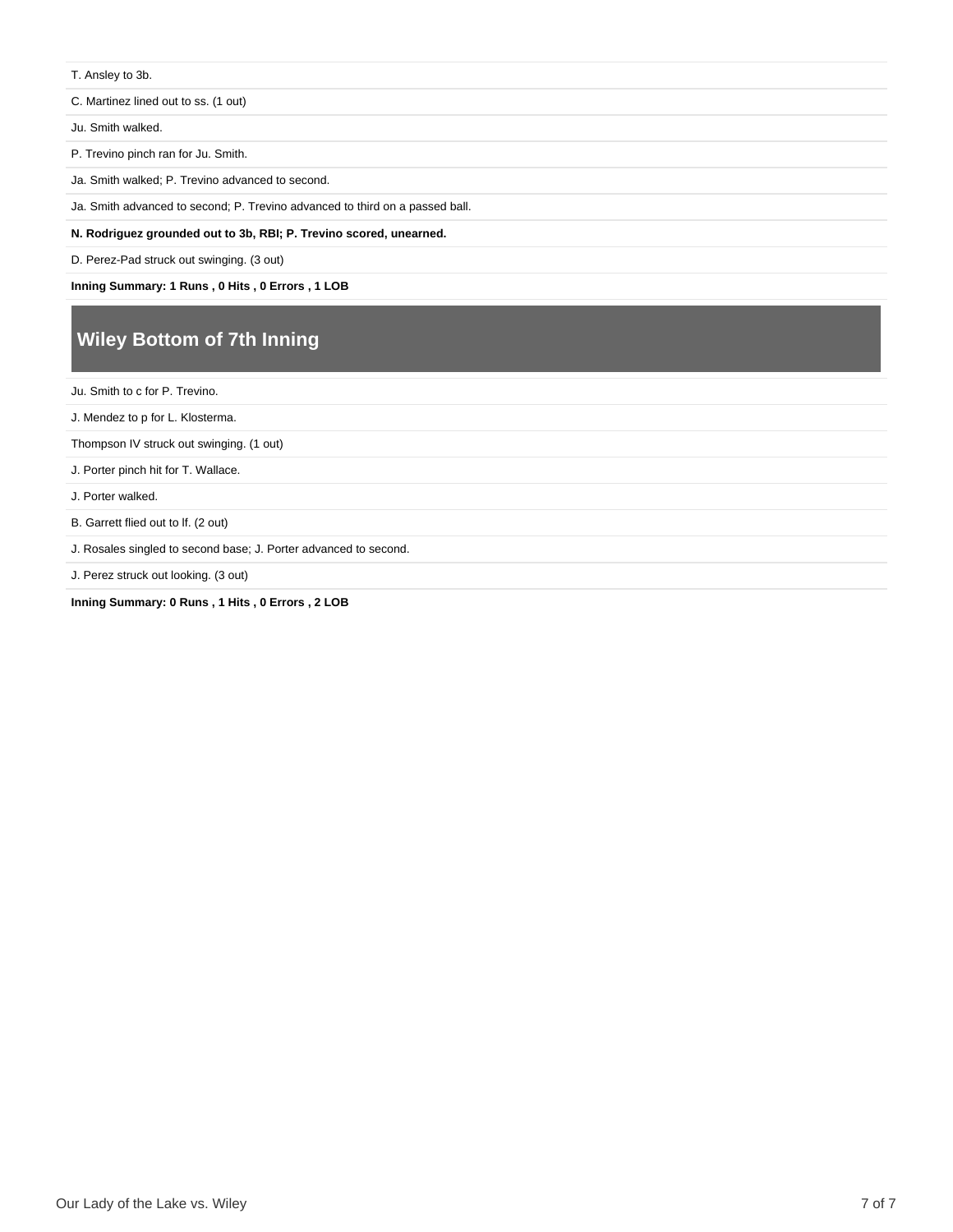T. Ansley to 3b.

C. Martinez lined out to ss. (1 out)

Ju. Smith walked.

P. Trevino pinch ran for Ju. Smith.

Ja. Smith walked; P. Trevino advanced to second.

Ja. Smith advanced to second; P. Trevino advanced to third on a passed ball.

**N. Rodriguez grounded out to 3b, RBI; P. Trevino scored, unearned.**

D. Perez-Pad struck out swinging. (3 out)

**Inning Summary: 1 Runs , 0 Hits , 0 Errors , 1 LOB**

## Wiley Bottom of 7th Inning

Ju. Smith to c for P. Trevino.

J. Mendez to p for L. Klosterma.

Thompson IV struck out swinging. (1 out)

J. Porter pinch hit for T. Wallace.

J. Porter walked.

B. Garrett flied out to lf. (2 out)

J. Rosales singled to second base; J. Porter advanced to second.

J. Perez struck out looking. (3 out)

**Inning Summary: 0 Runs , 1 Hits , 0 Errors , 2 LOB**